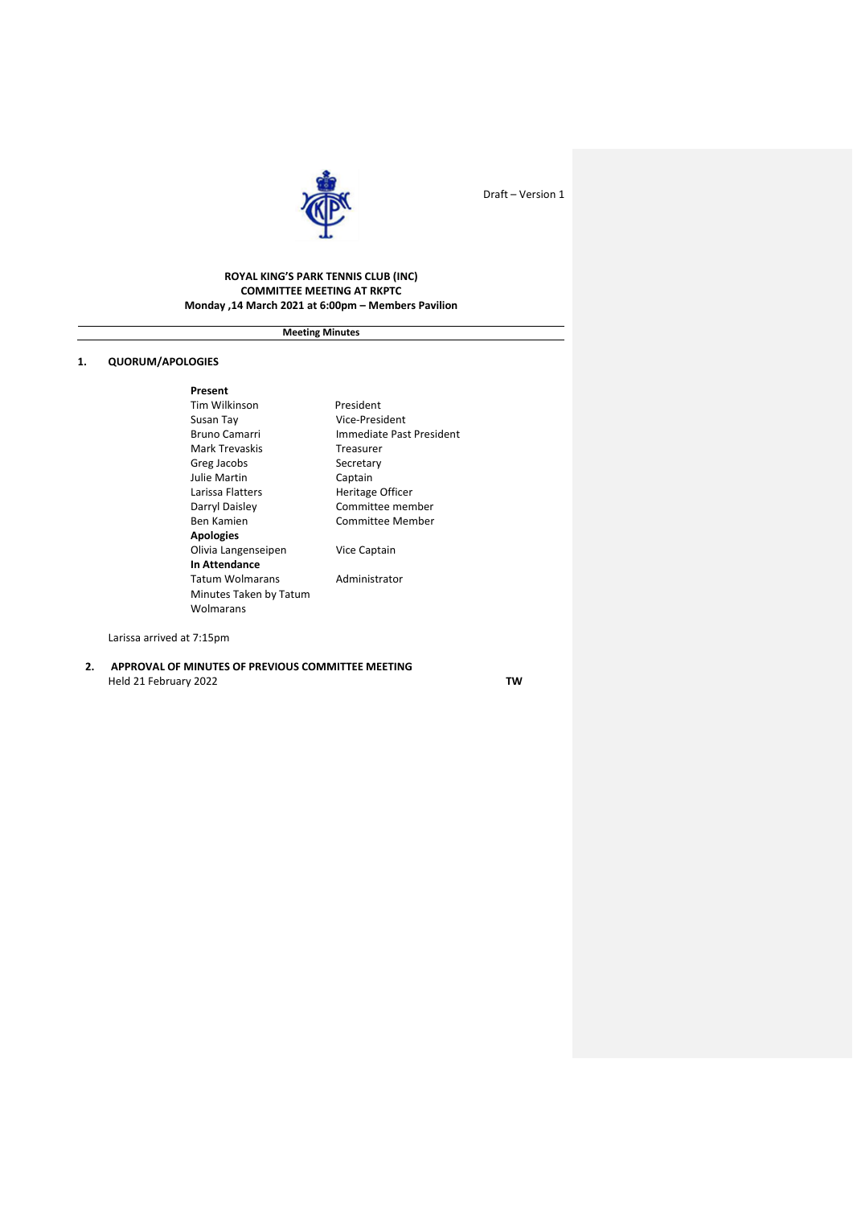Draft – Version 1

**ROYAL KING'S PARK TENNIS CLUB (INC)**
**COMMITTEE MEETING AT RKPTC**
**Monday ,14 March 2021 at 6:00pm – Members Pavilion**

---

**Meeting Minutes**

---

## 1. QUORUM/APOLOGIES

| **Present** | |
|---|---|
| Tim Wilkinson | President |
| Susan Tay | Vice-President |
| Bruno Camarri | Immediate Past President |
| Mark Trevaskis | Treasurer |
| Greg Jacobs | Secretary |
| Julie Martin | Captain |
| Larissa Flatters | Heritage Officer |
| Darryl Daisley | Committee member |
| Ben Kamien | Committee Member |
| **Apologies** | |
| Olivia Langenseipen | Vice Captain |
| **In Attendance** | |
| Tatum Wolmarans | Administrator |
| Minutes Taken by Tatum Wolmarans | |

Larissa arrived at 7:15pm

## 2. APPROVAL OF MINUTES OF PREVIOUS COMMITTEE MEETING

Held 21 February 2022 **TW**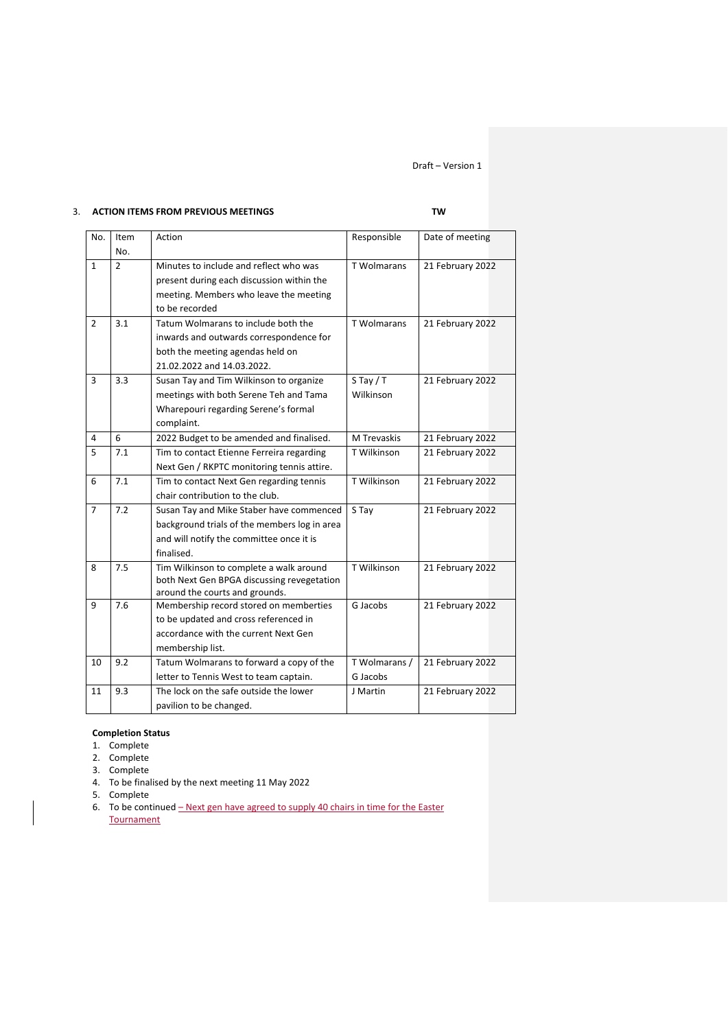Draft – Version 1

3. **ACTION ITEMS FROM PREVIOUS MEETINGS** **TW**

| No. | Item No. | Action | Responsible | Date of meeting |
|---|---|---|---|---|
| 1 | 2 | Minutes to include and reflect who was present during each discussion within the meeting. Members who leave the meeting to be recorded | T Wolmarans | 21 February 2022 |
| 2 | 3.1 | Tatum Wolmarans to include both the inwards and outwards correspondence for both the meeting agendas held on 21.02.2022 and 14.03.2022. | T Wolmarans | 21 February 2022 |
| 3 | 3.3 | Susan Tay and Tim Wilkinson to organize meetings with both Serene Teh and Tama Wharepouri regarding Serene's formal complaint. | S Tay / T Wilkinson | 21 February 2022 |
| 4 | 6 | 2022 Budget to be amended and finalised. | M Trevaskis | 21 February 2022 |
| 5 | 7.1 | Tim to contact Etienne Ferreira regarding Next Gen / RKPTC monitoring tennis attire. | T Wilkinson | 21 February 2022 |
| 6 | 7.1 | Tim to contact Next Gen regarding tennis chair contribution to the club. | T Wilkinson | 21 February 2022 |
| 7 | 7.2 | Susan Tay and Mike Staber have commenced background trials of the members log in area and will notify the committee once it is finalised. | S Tay | 21 February 2022 |
| 8 | 7.5 | Tim Wilkinson to complete a walk around both Next Gen BPGA discussing revegetation around the courts and grounds. | T Wilkinson | 21 February 2022 |
| 9 | 7.6 | Membership record stored on memberties to be updated and cross referenced in accordance with the current Next Gen membership list. | G Jacobs | 21 February 2022 |
| 10 | 9.2 | Tatum Wolmarans to forward a copy of the letter to Tennis West to team captain. | T Wolmarans / G Jacobs | 21 February 2022 |
| 11 | 9.3 | The lock on the safe outside the lower pavilion to be changed. | J Martin | 21 February 2022 |

**Completion Status**

1. Complete
2. Complete
3. Complete
4. To be finalised by the next meeting 11 May 2022
5. Complete
6. To be continued – Next gen have agreed to supply 40 chairs in time for the Easter Tournament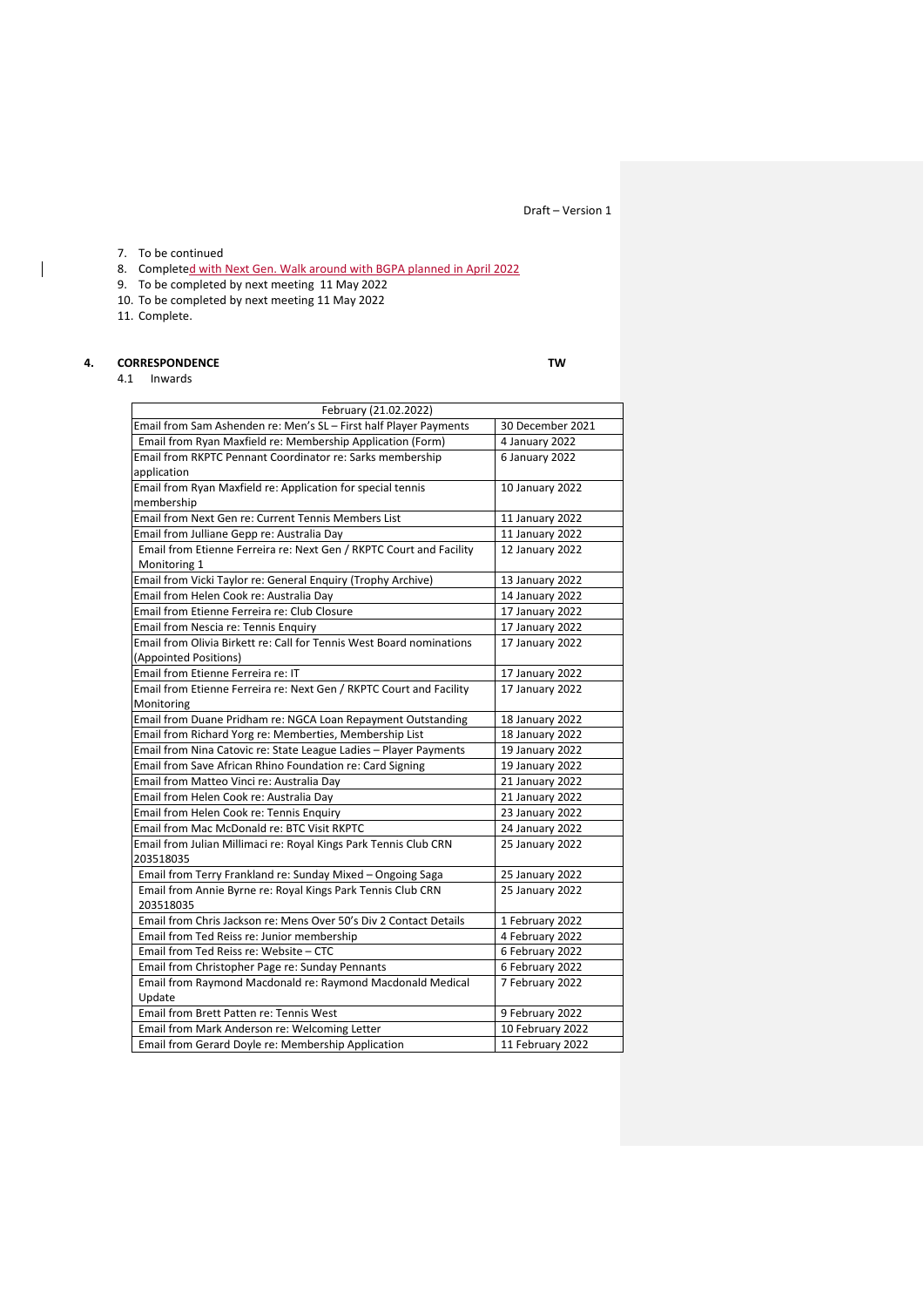7. To be continued
8. Completed with Next Gen. Walk around with BGPA planned in April 2022
9. To be completed by next meeting 11 May 2022
10. To be completed by next meeting 11 May 2022
11. Complete.

## 4. CORRESPONDENCE TW

4.1 Inwards

| February (21.02.2022) | |
|---|---|
| Email from Sam Ashenden re: Men's SL – First half Player Payments | 30 December 2021 |
| Email from Ryan Maxfield re: Membership Application (Form) | 4 January 2022 |
| Email from RKPTC Pennant Coordinator re: Sarks membership application | 6 January 2022 |
| Email from Ryan Maxfield re: Application for special tennis membership | 10 January 2022 |
| Email from Next Gen re: Current Tennis Members List | 11 January 2022 |
| Email from Julliane Gepp re: Australia Day | 11 January 2022 |
| Email from Etienne Ferreira re: Next Gen / RKPTC Court and Facility Monitoring 1 | 12 January 2022 |
| Email from Vicki Taylor re: General Enquiry (Trophy Archive) | 13 January 2022 |
| Email from Helen Cook re: Australia Day | 14 January 2022 |
| Email from Etienne Ferreira re: Club Closure | 17 January 2022 |
| Email from Nescia re: Tennis Enquiry | 17 January 2022 |
| Email from Olivia Birkett re: Call for Tennis West Board nominations (Appointed Positions) | 17 January 2022 |
| Email from Etienne Ferreira re: IT | 17 January 2022 |
| Email from Etienne Ferreira re: Next Gen / RKPTC Court and Facility Monitoring | 17 January 2022 |
| Email from Duane Pridham re: NGCA Loan Repayment Outstanding | 18 January 2022 |
| Email from Richard Yorg re: Memberties, Membership List | 18 January 2022 |
| Email from Nina Catovic re: State League Ladies – Player Payments | 19 January 2022 |
| Email from Save African Rhino Foundation re: Card Signing | 19 January 2022 |
| Email from Matteo Vinci re: Australia Day | 21 January 2022 |
| Email from Helen Cook re: Australia Day | 21 January 2022 |
| Email from Helen Cook re: Tennis Enquiry | 23 January 2022 |
| Email from Mac McDonald re: BTC Visit RKPTC | 24 January 2022 |
| Email from Julian Millimaci re: Royal Kings Park Tennis Club CRN 203518035 | 25 January 2022 |
| Email from Terry Frankland re: Sunday Mixed – Ongoing Saga | 25 January 2022 |
| Email from Annie Byrne re: Royal Kings Park Tennis Club CRN 203518035 | 25 January 2022 |
| Email from Chris Jackson re: Mens Over 50's Div 2 Contact Details | 1 February 2022 |
| Email from Ted Reiss re: Junior membership | 4 February 2022 |
| Email from Ted Reiss re: Website – CTC | 6 February 2022 |
| Email from Christopher Page re: Sunday Pennants | 6 February 2022 |
| Email from Raymond Macdonald re: Raymond Macdonald Medical Update | 7 February 2022 |
| Email from Brett Patten re: Tennis West | 9 February 2022 |
| Email from Mark Anderson re: Welcoming Letter | 10 February 2022 |
| Email from Gerard Doyle re: Membership Application | 11 February 2022 |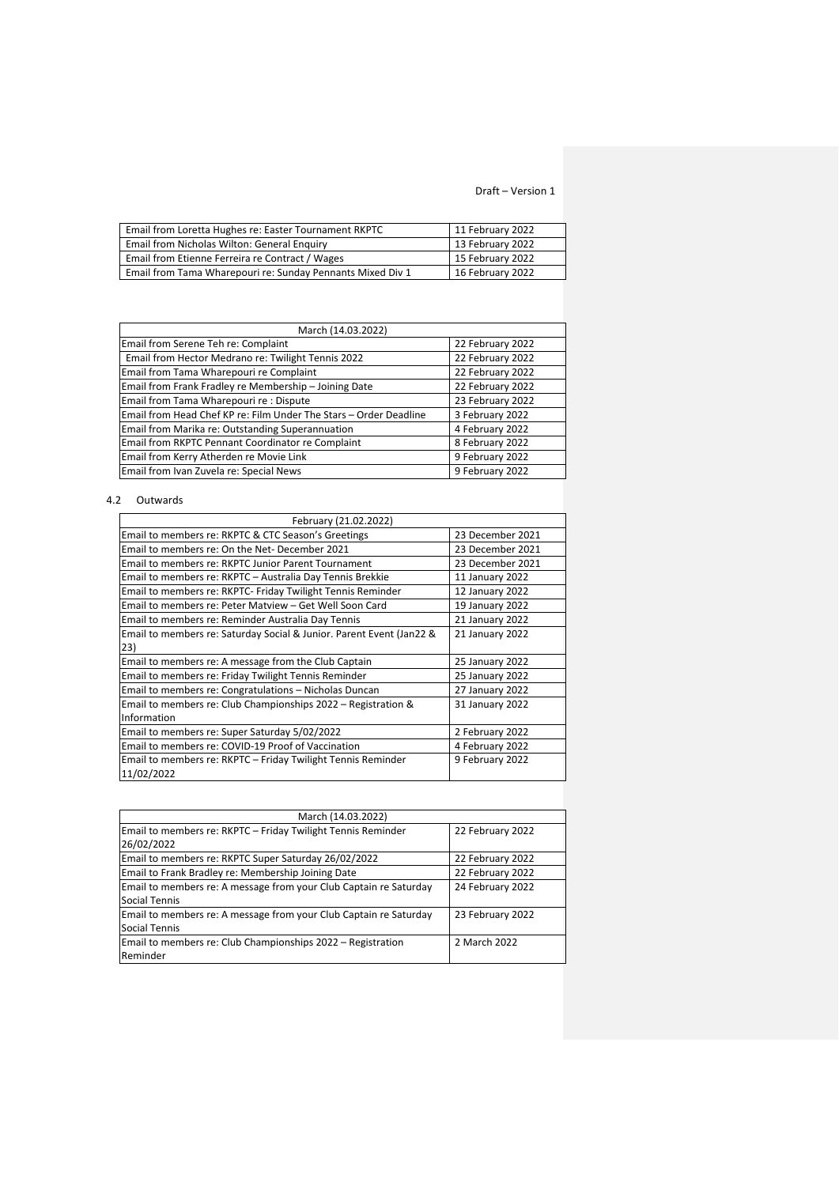Draft – Version 1

| | |
|---|---|
| Email from Loretta Hughes re: Easter Tournament RKPTC | 11 February 2022 |
| Email from Nicholas Wilton: General Enquiry | 13 February 2022 |
| Email from Etienne Ferreira re Contract / Wages | 15 February 2022 |
| Email from Tama Wharepouri re: Sunday Pennants Mixed Div 1 | 16 February 2022 |

| March (14.03.2022) | |
|---|---|
| Email from Serene Teh re: Complaint | 22 February 2022 |
| Email from Hector Medrano re: Twilight Tennis 2022 | 22 February 2022 |
| Email from Tama Wharepouri re Complaint | 22 February 2022 |
| Email from Frank Fradley re Membership – Joining Date | 22 February 2022 |
| Email from Tama Wharepouri re : Dispute | 23 February 2022 |
| Email from Head Chef KP re: Film Under The Stars – Order Deadline | 3 February 2022 |
| Email from Marika re: Outstanding Superannuation | 4 February 2022 |
| Email from RKPTC Pennant Coordinator re Complaint | 8 February 2022 |
| Email from Kerry Atherden re Movie Link | 9 February 2022 |
| Email from Ivan Zuvela re: Special News | 9 February 2022 |

4.2 Outwards

| February (21.02.2022) | |
|---|---|
| Email to members re: RKPTC & CTC Season's Greetings | 23 December 2021 |
| Email to members re: On the Net- December 2021 | 23 December 2021 |
| Email to members re: RKPTC Junior Parent Tournament | 23 December 2021 |
| Email to members re: RKPTC – Australia Day Tennis Brekkie | 11 January 2022 |
| Email to members re: RKPTC- Friday Twilight Tennis Reminder | 12 January 2022 |
| Email to members re: Peter Matview – Get Well Soon Card | 19 January 2022 |
| Email to members re: Reminder Australia Day Tennis | 21 January 2022 |
| Email to members re: Saturday Social & Junior. Parent Event (Jan22 & 23) | 21 January 2022 |
| Email to members re: A message from the Club Captain | 25 January 2022 |
| Email to members re: Friday Twilight Tennis Reminder | 25 January 2022 |
| Email to members re: Congratulations – Nicholas Duncan | 27 January 2022 |
| Email to members re: Club Championships 2022 – Registration & Information | 31 January 2022 |
| Email to members re: Super Saturday 5/02/2022 | 2 February 2022 |
| Email to members re: COVID-19 Proof of Vaccination | 4 February 2022 |
| Email to members re: RKPTC – Friday Twilight Tennis Reminder 11/02/2022 | 9 February 2022 |

| March (14.03.2022) | |
|---|---|
| Email to members re: RKPTC – Friday Twilight Tennis Reminder 26/02/2022 | 22 February 2022 |
| Email to members re: RKPTC Super Saturday 26/02/2022 | 22 February 2022 |
| Email to Frank Bradley re: Membership Joining Date | 22 February 2022 |
| Email to members re: A message from your Club Captain re Saturday Social Tennis | 24 February 2022 |
| Email to members re: A message from your Club Captain re Saturday Social Tennis | 23 February 2022 |
| Email to members re: Club Championships 2022 – Registration Reminder | 2 March 2022 |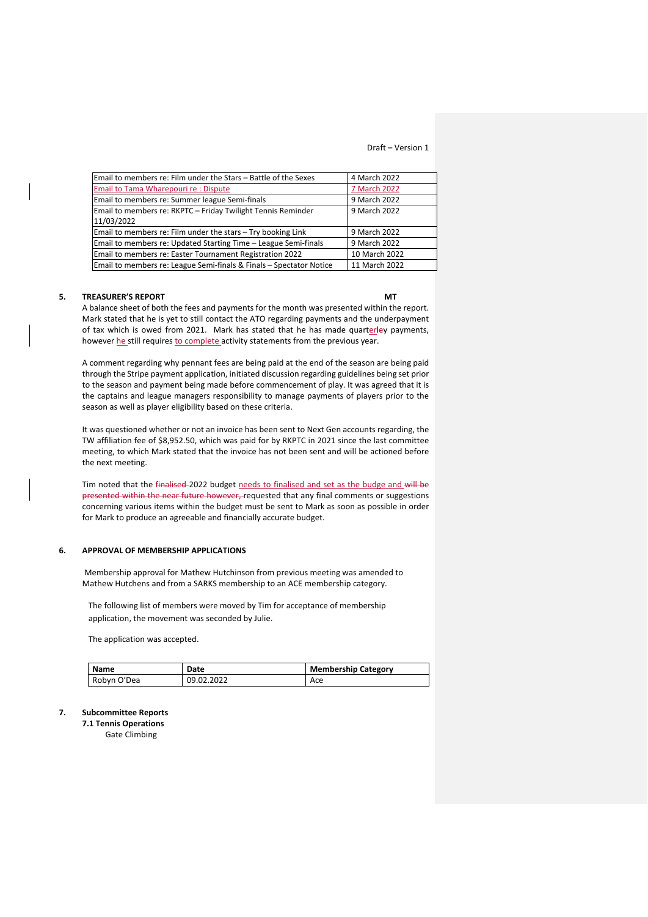Draft – Version 1

| | |
|---|---|
| Email to members re: Film under the Stars – Battle of the Sexes | 4 March 2022 |
| Email to Tama Wharepouri re : Dispute | 7 March 2022 |
| Email to members re: Summer league Semi-finals | 9 March 2022 |
| Email to members re: RKPTC – Friday Twilight Tennis Reminder 11/03/2022 | 9 March 2022 |
| Email to members re: Film under the stars – Try booking Link | 9 March 2022 |
| Email to members re: Updated Starting Time – League Semi-finals | 9 March 2022 |
| Email to members re: Easter Tournament Registration 2022 | 10 March 2022 |
| Email to members re: League Semi-finals & Finals – Spectator Notice | 11 March 2022 |

**5. TREASURER'S REPORT** **MT**

A balance sheet of both the fees and payments for the month was presented within the report. Mark stated that he is yet to still contact the ATO regarding payments and the underpayment of tax which is owed from 2021. Mark has stated that he has made quarterley payments, however he still requires to complete activity statements from the previous year.

A comment regarding why pennant fees are being paid at the end of the season are being paid through the Stripe payment application, initiated discussion regarding guidelines being set prior to the season and payment being made before commencement of play. It was agreed that it is the captains and league managers responsibility to manage payments of players prior to the season as well as player eligibility based on these criteria.

It was questioned whether or not an invoice has been sent to Next Gen accounts regarding, the TW affiliation fee of $8,952.50, which was paid for by RKPTC in 2021 since the last committee meeting, to which Mark stated that the invoice has not been sent and will be actioned before the next meeting.

Tim noted that the ~~finalised~~ 2022 budget needs to finalised and set as the budge and ~~will be presented within the near future however,~~ requested that any final comments or suggestions concerning various items within the budget must be sent to Mark as soon as possible in order for Mark to produce an agreeable and financially accurate budget.

**6. APPROVAL OF MEMBERSHIP APPLICATIONS**

Membership approval for Mathew Hutchinson from previous meeting was amended to Mathew Hutchens and from a SARKS membership to an ACE membership category.

The following list of members were moved by Tim for acceptance of membership application, the movement was seconded by Julie.

The application was accepted.

| Name | Date | Membership Category |
|---|---|---|
| Robyn O'Dea | 09.02.2022 | Ace |

**7. Subcommittee Reports**

**7.1 Tennis Operations**

Gate Climbing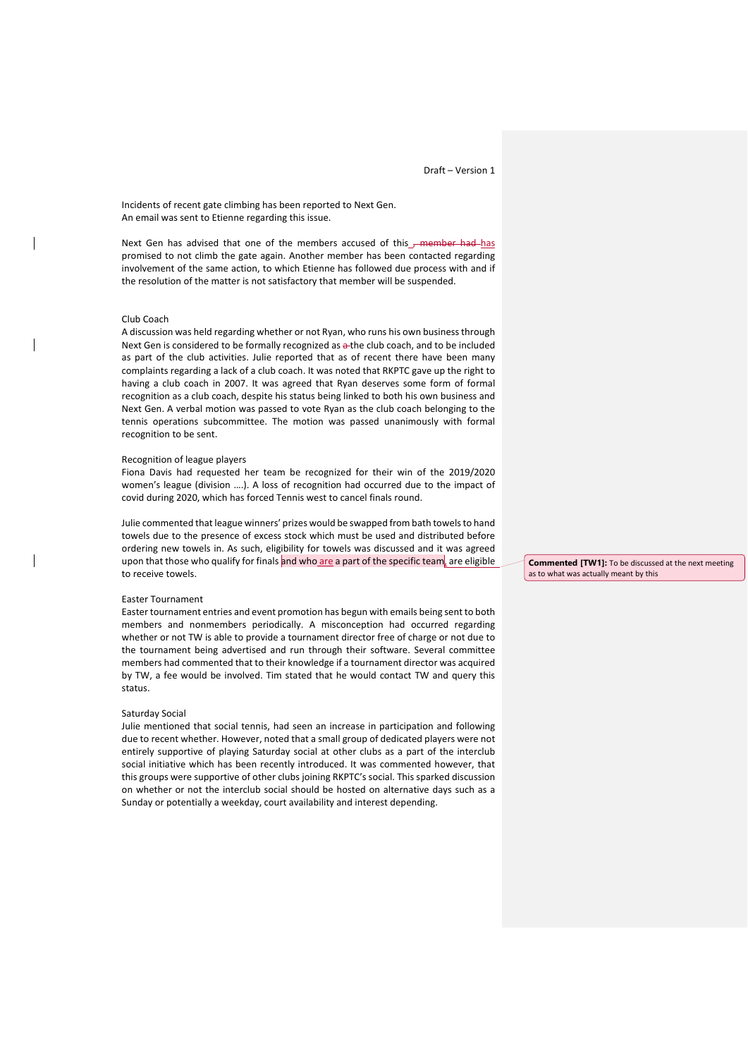Incidents of recent gate climbing has been reported to Next Gen.
An email was sent to Etienne regarding this issue.

Next Gen has advised that one of the members accused of this has promised to not climb the gate again. Another member has been contacted regarding involvement of the same action, to which Etienne has followed due process with and if the resolution of the matter is not satisfactory that member will be suspended.

### Club Coach

A discussion was held regarding whether or not Ryan, who runs his own business through Next Gen is considered to be formally recognized as the club coach, and to be included as part of the club activities. Julie reported that as of recent there have been many complaints regarding a lack of a club coach. It was noted that RKPTC gave up the right to having a club coach in 2007. It was agreed that Ryan deserves some form of formal recognition as a club coach, despite his status being linked to both his own business and Next Gen. A verbal motion was passed to vote Ryan as the club coach belonging to the tennis operations subcommittee. The motion was passed unanimously with formal recognition to be sent.

### Recognition of league players

Fiona Davis had requested her team be recognized for their win of the 2019/2020 women's league (division ….). A loss of recognition had occurred due to the impact of covid during 2020, which has forced Tennis west to cancel finals round.

Julie commented that league winners' prizes would be swapped from bath towels to hand towels due to the presence of excess stock which must be used and distributed before ordering new towels in. As such, eligibility for towels was discussed and it was agreed upon that those who qualify for finals and who are a part of the specific team, are eligible to receive towels.

Commented [TW1]: To be discussed at the next meeting as to what was actually meant by this

### Easter Tournament

Easter tournament entries and event promotion has begun with emails being sent to both members and nonmembers periodically. A misconception had occurred regarding whether or not TW is able to provide a tournament director free of charge or not due to the tournament being advertised and run through their software. Several committee members had commented that to their knowledge if a tournament director was acquired by TW, a fee would be involved. Tim stated that he would contact TW and query this status.

### Saturday Social

Julie mentioned that social tennis, had seen an increase in participation and following due to recent whether. However, noted that a small group of dedicated players were not entirely supportive of playing Saturday social at other clubs as a part of the interclub social initiative which has been recently introduced. It was commented however, that this groups were supportive of other clubs joining RKPTC's social. This sparked discussion on whether or not the interclub social should be hosted on alternative days such as a Sunday or potentially a weekday, court availability and interest depending.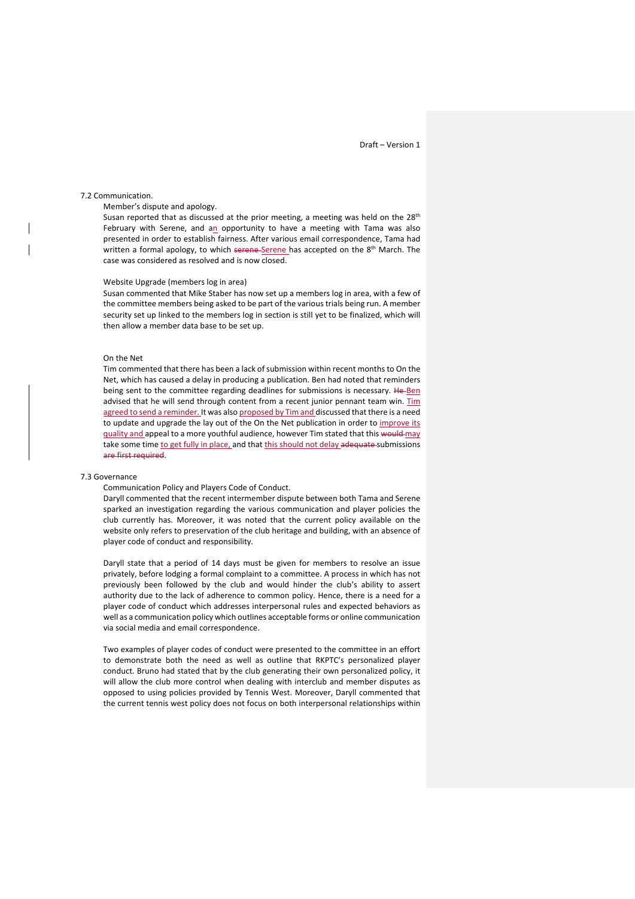7.2 Communication.

Member's dispute and apology.

Susan reported that as discussed at the prior meeting, a meeting was held on the 28th February with Serene, and an opportunity to have a meeting with Tama was also presented in order to establish fairness. After various email correspondence, Tama had written a formal apology, to which ~~serene~~ Serene has accepted on the 8th March. The case was considered as resolved and is now closed.

Website Upgrade (members log in area)

Susan commented that Mike Staber has now set up a members log in area, with a few of the committee members being asked to be part of the various trials being run. A member security set up linked to the members log in section is still yet to be finalized, which will then allow a member data base to be set up.

On the Net

Tim commented that there has been a lack of submission within recent months to On the Net, which has caused a delay in producing a publication. Ben had noted that reminders being sent to the committee regarding deadlines for submissions is necessary. ~~He~~ Ben advised that he will send through content from a recent junior pennant team win. Tim agreed to send a reminder. It was also proposed by Tim and discussed that there is a need to update and upgrade the lay out of the On the Net publication in order to improve its quality and appeal to a more youthful audience, however Tim stated that this ~~would~~ may take some time to get fully in place, and that this should not delay ~~adequate~~ submissions ~~are first required~~.

7.3 Governance

Communication Policy and Players Code of Conduct.

Daryll commented that the recent intermember dispute between both Tama and Serene sparked an investigation regarding the various communication and player policies the club currently has. Moreover, it was noted that the current policy available on the website only refers to preservation of the club heritage and building, with an absence of player code of conduct and responsibility.

Daryll state that a period of 14 days must be given for members to resolve an issue privately, before lodging a formal complaint to a committee. A process in which has not previously been followed by the club and would hinder the club's ability to assert authority due to the lack of adherence to common policy. Hence, there is a need for a player code of conduct which addresses interpersonal rules and expected behaviors as well as a communication policy which outlines acceptable forms or online communication via social media and email correspondence.

Two examples of player codes of conduct were presented to the committee in an effort to demonstrate both the need as well as outline that RKPTC's personalized player conduct. Bruno had stated that by the club generating their own personalized policy, it will allow the club more control when dealing with interclub and member disputes as opposed to using policies provided by Tennis West. Moreover, Daryll commented that the current tennis west policy does not focus on both interpersonal relationships within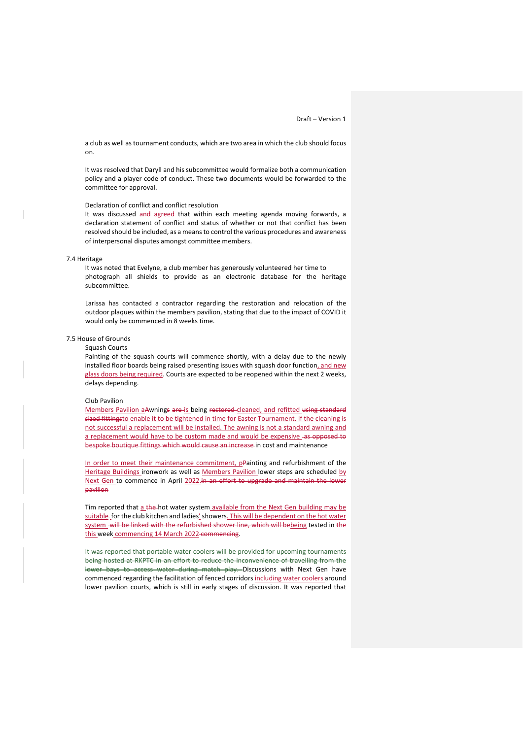a club as well as tournament conducts, which are two area in which the club should focus on.

It was resolved that Daryll and his subcommittee would formalize both a communication policy and a player code of conduct. These two documents would be forwarded to the committee for approval.

Declaration of conflict and conflict resolution

It was discussed and agreed that within each meeting agenda moving forwards, a declaration statement of conflict and status of whether or not that conflict has been resolved should be included, as a means to control the various procedures and awareness of interpersonal disputes amongst committee members.

7.4 Heritage

It was noted that Evelyne, a club member has generously volunteered her time to photograph all shields to provide as an electronic database for the heritage subcommittee.

Larissa has contacted a contractor regarding the restoration and relocation of the outdoor plaques within the members pavilion, stating that due to the impact of COVID it would only be commenced in 8 weeks time.

7.5 House of Grounds

Squash Courts

Painting of the squash courts will commence shortly, with a delay due to the newly installed floor boards being raised presenting issues with squash door function, and new glass doors being required. Courts are expected to be reopened within the next 2 weeks, delays depending.

Club Pavilion

Members Pavilion a~~A~~wning~~s~~ ~~are~~ is being ~~restored~~ cleaned, and refitted ~~using standard sized fittings~~to enable it to be tightened in time for Easter Tournament. If the cleaning is not successful a replacement will be installed. The awning is not a standard awning and a replacement would have to be custom made and would be expensive ~~as opposed to bespoke boutique fittings which would cause an increase~~ in cost and maintenance

In order to meet their maintenance commitment, p~~P~~ainting and refurbishment of the Heritage Buildings ironwork as well as Members Pavilion lower steps are scheduled by Next Gen to commence in April 2022.~~in an effort to upgrade and maintain the lower pavilion~~

Tim reported that a ~~the~~ hot water system available from the Next Gen building may be suitable~~.~~ for the club kitchen and ladies' showers. This will be dependent on the hot water system ~~will be linked with the refurbished shower line, which will be~~being tested in ~~the~~ this week commencing 14 March 2022~~commencing~~.

~~It was reported that portable water coolers will be provided for upcoming tournaments being hosted at RKPTC in an effort to reduce the inconvenience of travelling from the lower bays to access water during match play.~~ Discussions with Next Gen have commenced regarding the facilitation of fenced corridors including water coolers around lower pavilion courts, which is still in early stages of discussion. It was reported that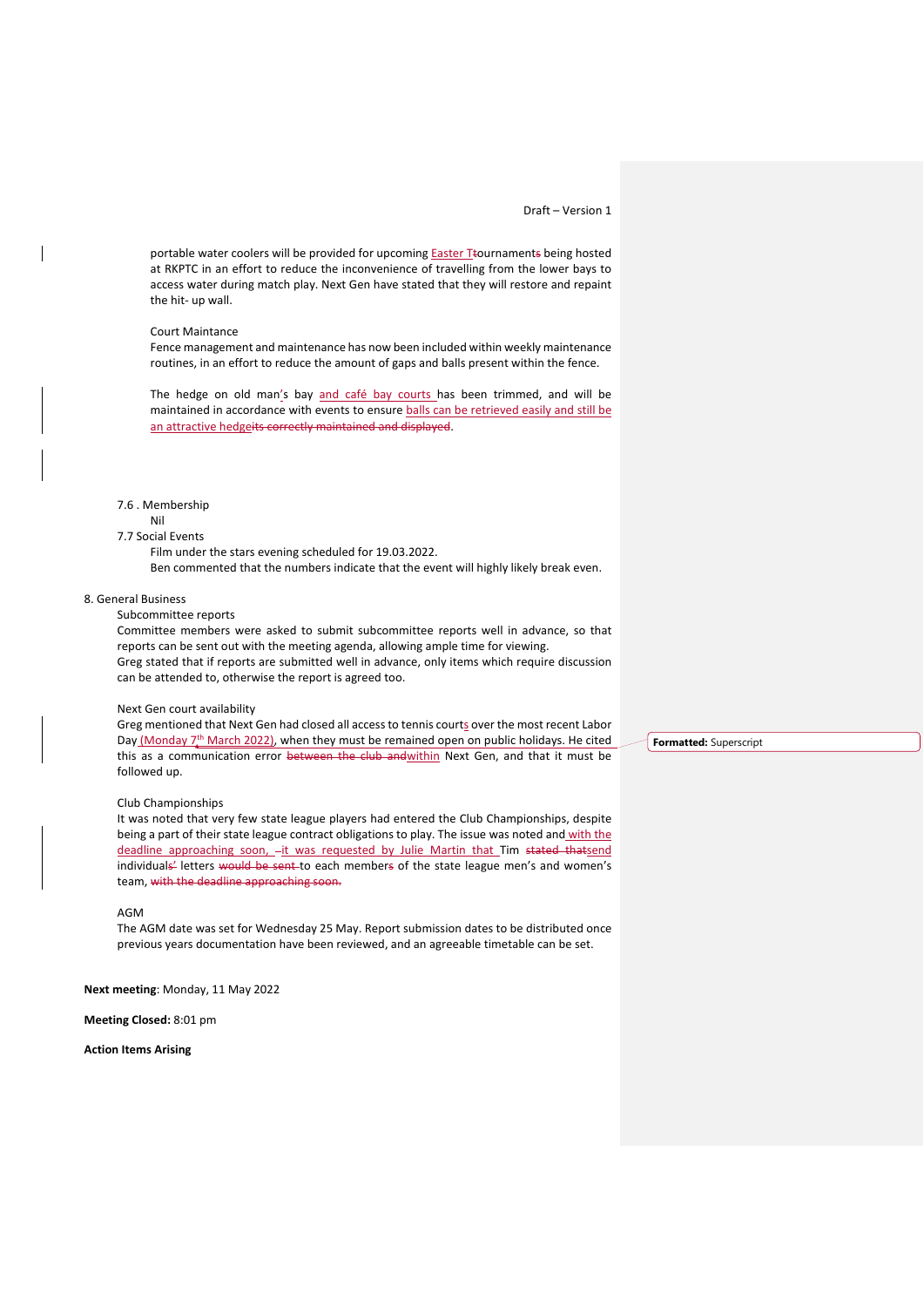portable water coolers will be provided for upcoming Easter Tournament being hosted at RKPTC in an effort to reduce the inconvenience of travelling from the lower bays to access water during match play. Next Gen have stated that they will restore and repaint the hit- up wall.

Court Maintance

Fence management and maintenance has now been included within weekly maintenance routines, in an effort to reduce the amount of gaps and balls present within the fence.

The hedge on old man's bay and café bay courts has been trimmed, and will be maintained in accordance with events to ensure balls can be retrieved easily and still be an attractive hedge.

7.6 . Membership

Nil

7.7 Social Events

Film under the stars evening scheduled for 19.03.2022.

Ben commented that the numbers indicate that the event will highly likely break even.

8. General Business

Subcommittee reports

Committee members were asked to submit subcommittee reports well in advance, so that reports can be sent out with the meeting agenda, allowing ample time for viewing.

Greg stated that if reports are submitted well in advance, only items which require discussion can be attended to, otherwise the report is agreed too.

Next Gen court availability

Greg mentioned that Next Gen had closed all access to tennis courts over the most recent Labor Day (Monday 7th March 2022), when they must be remained open on public holidays. He cited this as a communication error within Next Gen, and that it must be followed up.

Club Championships

It was noted that very few state league players had entered the Club Championships, despite being a part of their state league contract obligations to play. The issue was noted and with the deadline approaching soon, it was requested by Julie Martin that Tim send individuals letters to each member of the state league men's and women's team.

AGM

The AGM date was set for Wednesday 25 May. Report submission dates to be distributed once previous years documentation have been reviewed, and an agreeable timetable can be set.

**Next meeting**: Monday, 11 May 2022

**Meeting Closed:** 8:01 pm

**Action Items Arising**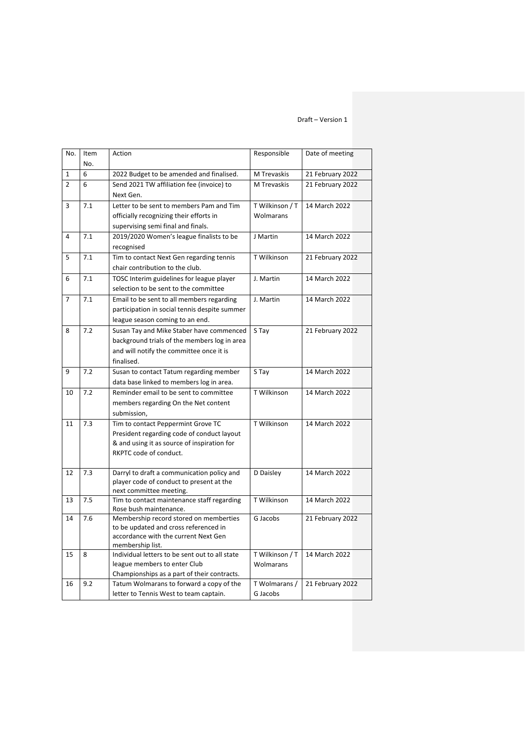Draft – Version 1

| No. | Item No. | Action | Responsible | Date of meeting |
| --- | --- | --- | --- | --- |
| 1 | 6 | 2022 Budget to be amended and finalised. | M Trevaskis | 21 February 2022 |
| 2 | 6 | Send 2021 TW affiliation fee (invoice) to Next Gen. | M Trevaskis | 21 February 2022 |
| 3 | 7.1 | Letter to be sent to members Pam and Tim officially recognizing their efforts in supervising semi final and finals. | T Wilkinson / T Wolmarans | 14 March 2022 |
| 4 | 7.1 | 2019/2020 Women's league finalists to be recognised | J Martin | 14 March 2022 |
| 5 | 7.1 | Tim to contact Next Gen regarding tennis chair contribution to the club. | T Wilkinson | 21 February 2022 |
| 6 | 7.1 | TOSC Interim guidelines for league player selection to be sent to the committee | J. Martin | 14 March 2022 |
| 7 | 7.1 | Email to be sent to all members regarding participation in social tennis despite summer league season coming to an end. | J. Martin | 14 March 2022 |
| 8 | 7.2 | Susan Tay and Mike Staber have commenced background trials of the members log in area and will notify the committee once it is finalised. | S Tay | 21 February 2022 |
| 9 | 7.2 | Susan to contact Tatum regarding member data base linked to members log in area. | S Tay | 14 March 2022 |
| 10 | 7.2 | Reminder email to be sent to committee members regarding On the Net content submission, | T Wilkinson | 14 March 2022 |
| 11 | 7.3 | Tim to contact Peppermint Grove TC President regarding code of conduct layout & and using it as source of inspiration for RKPTC code of conduct. | T Wilkinson | 14 March 2022 |
| 12 | 7.3 | Darryl to draft a communication policy and player code of conduct to present at the next committee meeting. | D Daisley | 14 March 2022 |
| 13 | 7.5 | Tim to contact maintenance staff regarding Rose bush maintenance. | T Wilkinson | 14 March 2022 |
| 14 | 7.6 | Membership record stored on memberties to be updated and cross referenced in accordance with the current Next Gen membership list. | G Jacobs | 21 February 2022 |
| 15 | 8 | Individual letters to be sent out to all state league members to enter Club Championships as a part of their contracts. | T Wilkinson / T Wolmarans | 14 March 2022 |
| 16 | 9.2 | Tatum Wolmarans to forward a copy of the letter to Tennis West to team captain. | T Wolmarans / G Jacobs | 21 February 2022 |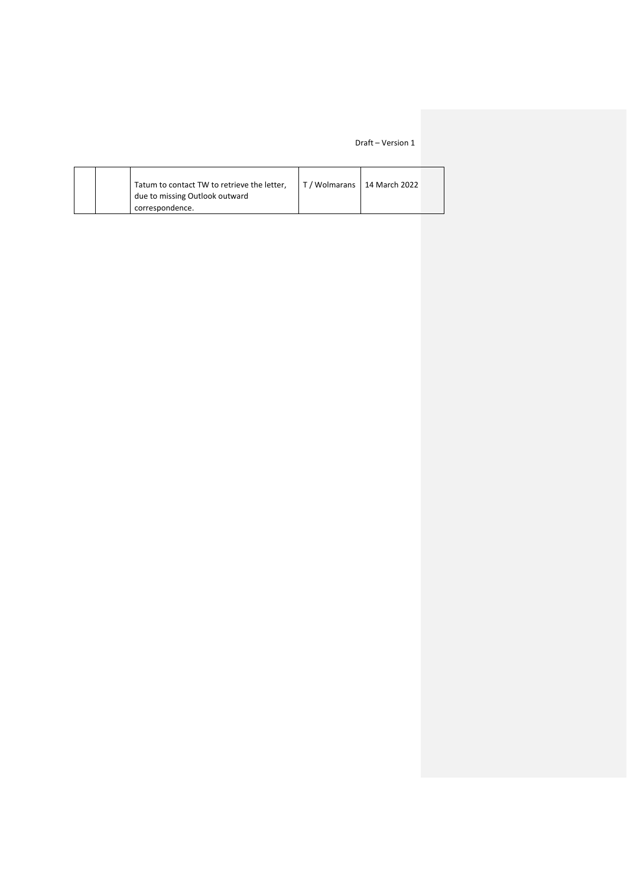| | | | | | |
|---|---|---|---|---|---|
| | | Tatum to contact TW to retrieve the letter, due to missing Outlook outward correspondence. | T / Wolmarans | 14 March 2022 | |